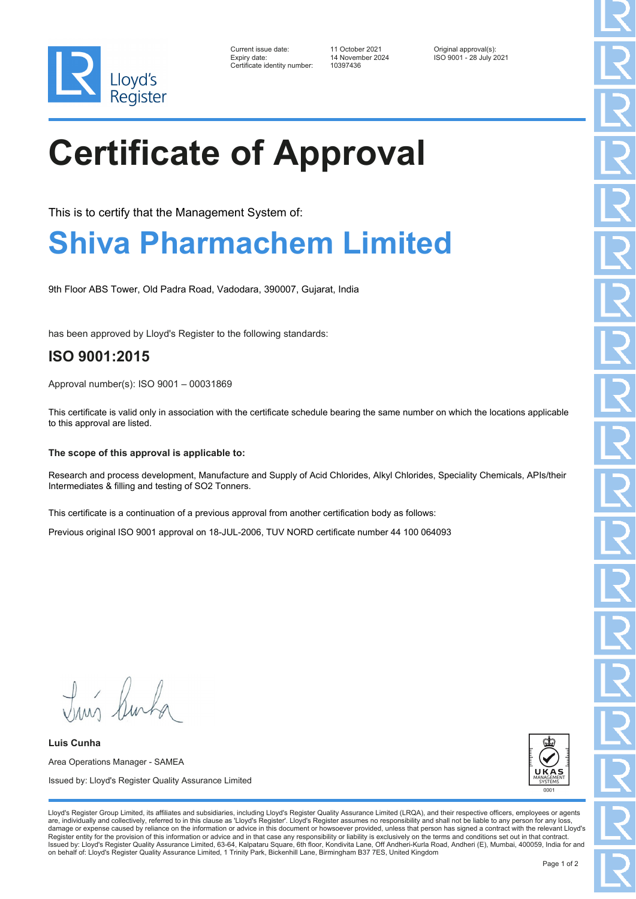Lloyd's Register

| | | |
|---|---|---|
| Current issue date: | 11 October 2021 | Original approval(s): |
| Expiry date: | 14 November 2024 | ISO 9001 - 28 July 2021 |
| Certificate identity number: | 10397436 | |

# Certificate of Approval

This is to certify that the Management System of:

## Shiva Pharmachem Limited

9th Floor ABS Tower, Old Padra Road, Vadodara, 390007, Gujarat, India

has been approved by Lloyd's Register to the following standards:

## ISO 9001:2015

Approval number(s): ISO 9001 – 00031869

This certificate is valid only in association with the certificate schedule bearing the same number on which the locations applicable to this approval are listed.

**The scope of this approval is applicable to:**

Research and process development, Manufacture and Supply of Acid Chlorides, Alkyl Chlorides, Speciality Chemicals, APIs/their Intermediates & filling and testing of SO2 Tonners.

This certificate is a continuation of a previous approval from another certification body as follows:

Previous original ISO 9001 approval on 18-JUL-2006, TUV NORD certificate number 44 100 064093

**Luis Cunha**

Area Operations Manager - SAMEA

Issued by: Lloyd's Register Quality Assurance Limited

UKAS MANAGEMENT SYSTEMS 0001

Lloyd's Register Group Limited, its affiliates and subsidiaries, including Lloyd's Register Quality Assurance Limited (LRQA), and their respective officers, employees or agents are, individually and collectively, referred to in this clause as 'Lloyd's Register'. Lloyd's Register assumes no responsibility and shall not be liable to any person for any loss, damage or expense caused by reliance on the information or advice in this document or howsoever provided, unless that person has signed a contract with the relevant Lloyd's Register entity for the provision of this information or advice and in that case any responsibility or liability is exclusively on the terms and conditions set out in that contract.
Issued by: Lloyd's Register Quality Assurance Limited, 63-64, Kalpataru Square, 6th floor, Kondivita Lane, Off Andheri-Kurla Road, Andheri (E), Mumbai, 400059, India for and on behalf of: Lloyd's Register Quality Assurance Limited, 1 Trinity Park, Bickenhill Lane, Birmingham B37 7ES, United Kingdom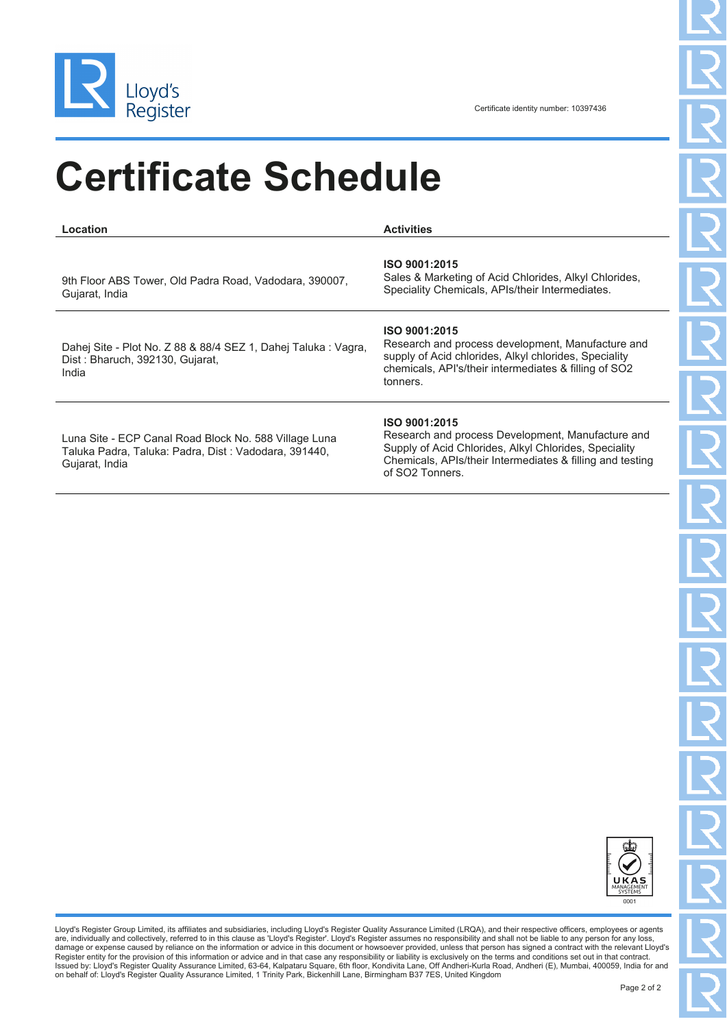Certificate identity number: 10397436

# Certificate Schedule

| Location | Activities |
|---|---|
| 9th Floor ABS Tower, Old Padra Road, Vadodara, 390007, Gujarat, India | **ISO 9001:2015**<br>Sales & Marketing of Acid Chlorides, Alkyl Chlorides, Speciality Chemicals, APIs/their Intermediates. |
| Dahej Site - Plot No. Z 88 & 88/4 SEZ 1, Dahej Taluka : Vagra, Dist : Bharuch, 392130, Gujarat, India | **ISO 9001:2015**<br>Research and process development, Manufacture and supply of Acid chlorides, Alkyl chlorides, Speciality chemicals, API's/their intermediates & filling of SO2 tonners. |
| Luna Site - ECP Canal Road Block No. 588 Village Luna Taluka Padra, Taluka: Padra, Dist : Vadodara, 391440, Gujarat, India | **ISO 9001:2015**<br>Research and process Development, Manufacture and Supply of Acid Chlorides, Alkyl Chlorides, Speciality Chemicals, APIs/their Intermediates & filling and testing of SO2 Tonners. |

UKAS MANAGEMENT SYSTEMS 0001

Lloyd's Register Group Limited, its affiliates and subsidiaries, including Lloyd's Register Quality Assurance Limited (LRQA), and their respective officers, employees or agents are, individually and collectively, referred to in this clause as 'Lloyd's Register'. Lloyd's Register assumes no responsibility and shall not be liable to any person for any loss, damage or expense caused by reliance on the information or advice in this document or howsoever provided, unless that person has signed a contract with the relevant Lloyd's Register entity for the provision of this information or advice and in that case any responsibility or liability is exclusively on the terms and conditions set out in that contract.
Issued by: Lloyd's Register Quality Assurance Limited, 63-64, Kalpataru Square, 6th floor, Kondivita Lane, Off Andheri-Kurla Road, Andheri (E), Mumbai, 400059, India for and on behalf of: Lloyd's Register Quality Assurance Limited, 1 Trinity Park, Bickenhill Lane, Birmingham B37 7ES, United Kingdom